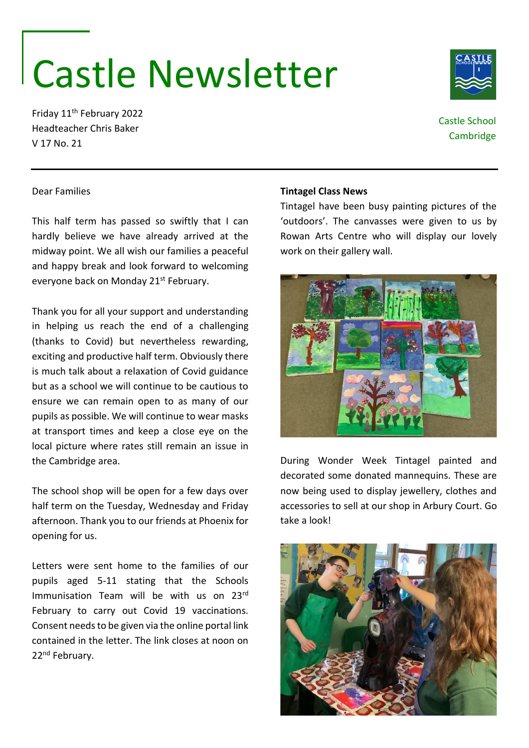# Castle Newsletter

Friday 11th February 2022
Headteacher Chris Baker
V 17 No. 21

Castle School
Cambridge

Dear Families

This half term has passed so swiftly that I can hardly believe we have already arrived at the midway point. We all wish our families a peaceful and happy break and look forward to welcoming everyone back on Monday 21st February.

Thank you for all your support and understanding in helping us reach the end of a challenging (thanks to Covid) but nevertheless rewarding, exciting and productive half term. Obviously there is much talk about a relaxation of Covid guidance but as a school we will continue to be cautious to ensure we can remain open to as many of our pupils as possible. We will continue to wear masks at transport times and keep a close eye on the local picture where rates still remain an issue in the Cambridge area.

The school shop will be open for a few days over half term on the Tuesday, Wednesday and Friday afternoon. Thank you to our friends at Phoenix for opening for us.

Letters were sent home to the families of our pupils aged 5-11 stating that the Schools Immunisation Team will be with us on 23rd February to carry out Covid 19 vaccinations. Consent needs to be given via the online portal link contained in the letter. The link closes at noon on 22nd February.

**Tintagel Class News**

Tintagel have been busy painting pictures of the 'outdoors'. The canvasses were given to us by Rowan Arts Centre who will display our lovely work on their gallery wall.

During Wonder Week Tintagel painted and decorated some donated mannequins. These are now being used to display jewellery, clothes and accessories to sell at our shop in Arbury Court. Go take a look!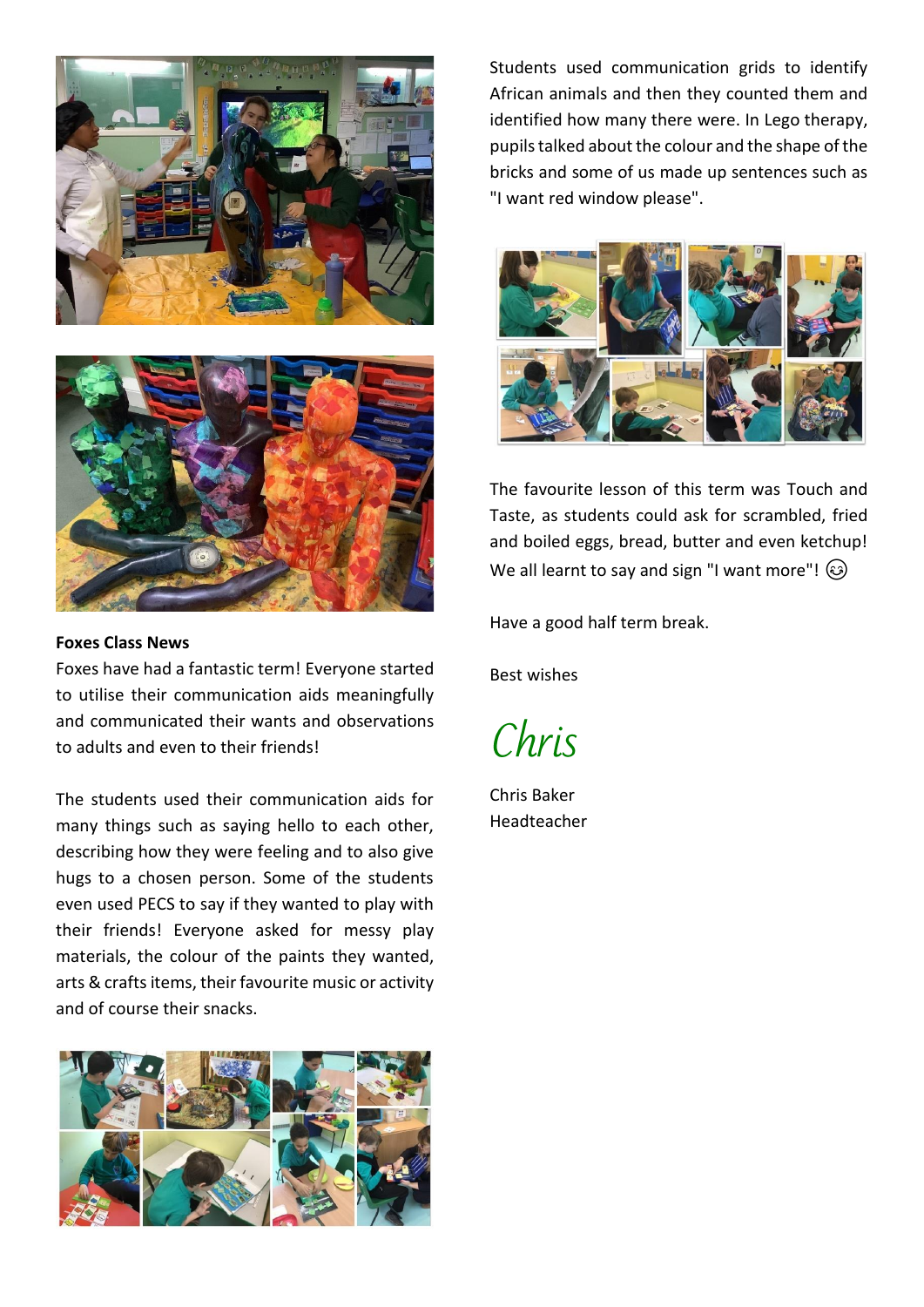**Foxes Class News**

Foxes have had a fantastic term! Everyone started to utilise their communication aids meaningfully and communicated their wants and observations to adults and even to their friends!

The students used their communication aids for many things such as saying hello to each other, describing how they were feeling and to also give hugs to a chosen person. Some of the students even used PECS to say if they wanted to play with their friends! Everyone asked for messy play materials, the colour of the paints they wanted, arts & crafts items, their favourite music or activity and of course their snacks.

Students used communication grids to identify African animals and then they counted them and identified how many there were. In Lego therapy, pupils talked about the colour and the shape of the bricks and some of us made up sentences such as "I want red window please".

The favourite lesson of this term was Touch and Taste, as students could ask for scrambled, fried and boiled eggs, bread, butter and even ketchup! We all learnt to say and sign "I want more"! 😉

Have a good half term break.

Best wishes

*Chris*

Chris Baker
Headteacher